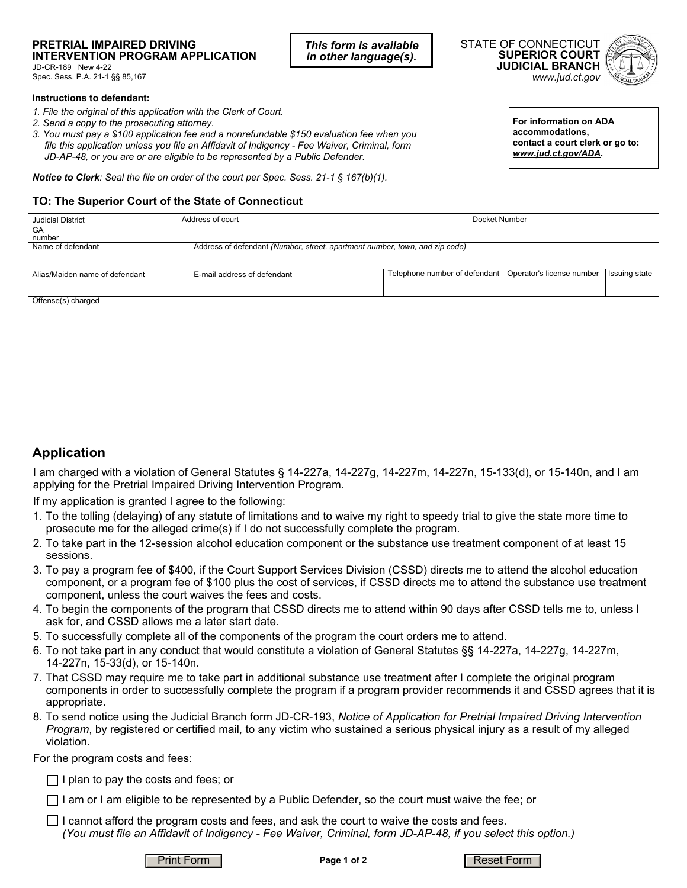**PRETRIAL IMPAIRED DRIVING INTERVENTION PROGRAM APPLICATION**
JD-CR-189 New 4-22
Spec. Sess. P.A. 21-1 §§ 85,167

*This form is available in other language(s).*

STATE OF CONNECTICUT
**SUPERIOR COURT**
**JUDICIAL BRANCH**
*www.jud.ct.gov*

**Instructions to defendant:**

1. *File the original of this application with the Clerk of Court.*
2. *Send a copy to the prosecuting attorney.*
3. *You must pay a $100 application fee and a nonrefundable $150 evaluation fee when you file this application unless you file an Affidavit of Indigency - Fee Waiver, Criminal, form JD-AP-48, or you are or are eligible to be represented by a Public Defender.*

**For information on ADA accommodations, contact a court clerk or go to: *www.jud.ct.gov/ADA*.**

***Notice to Clerk**: Seal the file on order of the court per Spec. Sess. 21-1 § 167(b)(1).*

**TO: The Superior Court of the State of Connecticut**

| Judicial District / GA number | Address of court | | Docket Number | |
|---|---|---|---|---|
| Name of defendant | Address of defendant *(Number, street, apartment number, town, and zip code)* | | | |
| Alias/Maiden name of defendant | E-mail address of defendant | Telephone number of defendant | Operator's license number | Issuing state |

Offense(s) charged

## Application

I am charged with a violation of General Statutes § 14-227a, 14-227g, 14-227m, 14-227n, 15-133(d), or 15-140n, and I am applying for the Pretrial Impaired Driving Intervention Program.

If my application is granted I agree to the following:

1. To the tolling (delaying) of any statute of limitations and to waive my right to speedy trial to give the state more time to prosecute me for the alleged crime(s) if I do not successfully complete the program.
2. To take part in the 12-session alcohol education component or the substance use treatment component of at least 15 sessions.
3. To pay a program fee of $400, if the Court Support Services Division (CSSD) directs me to attend the alcohol education component, or a program fee of $100 plus the cost of services, if CSSD directs me to attend the substance use treatment component, unless the court waives the fees and costs.
4. To begin the components of the program that CSSD directs me to attend within 90 days after CSSD tells me to, unless I ask for, and CSSD allows me a later start date.
5. To successfully complete all of the components of the program the court orders me to attend.
6. To not take part in any conduct that would constitute a violation of General Statutes §§ 14-227a, 14-227g, 14-227m, 14-227n, 15-33(d), or 15-140n.
7. That CSSD may require me to take part in additional substance use treatment after I complete the original program components in order to successfully complete the program if a program provider recommends it and CSSD agrees that it is appropriate.
8. To send notice using the Judicial Branch form JD-CR-193, *Notice of Application for Pretrial Impaired Driving Intervention Program*, by registered or certified mail, to any victim who sustained a serious physical injury as a result of my alleged violation.

For the program costs and fees:

- ☐ I plan to pay the costs and fees; or
- ☐ I am or I am eligible to be represented by a Public Defender, so the court must waive the fee; or
- ☐ I cannot afford the program costs and fees, and ask the court to waive the costs and fees. *(You must file an Affidavit of Indigency - Fee Waiver, Criminal, form JD-AP-48, if you select this option.)*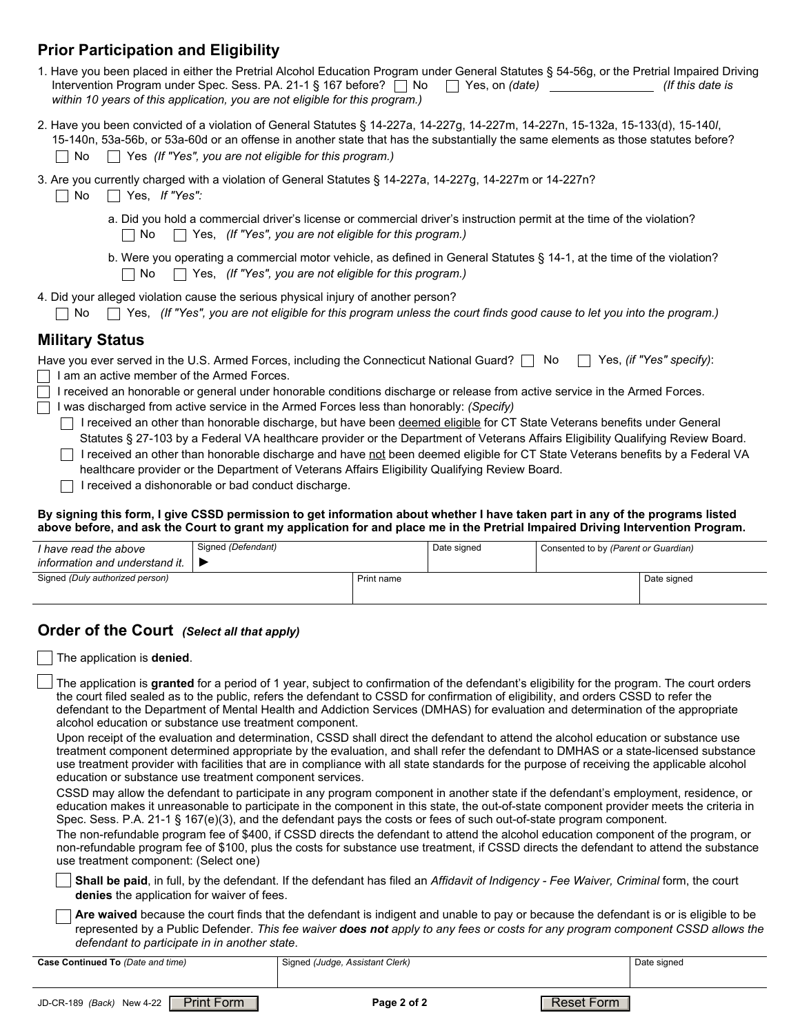## Prior Participation and Eligibility

1. Have you been placed in either the Pretrial Alcohol Education Program under General Statutes § 54-56g, or the Pretrial Impaired Driving Intervention Program under Spec. Sess. PA. 21-1 § 167 before? ☐ No ☐ Yes, on *(date)* ________________ *(If this date is within 10 years of this application, you are not eligible for this program.)*

2. Have you been convicted of a violation of General Statutes § 14-227a, 14-227g, 14-227m, 14-227n, 15-132a, 15-133(d), 15-140*l*, 15-140n, 53a-56b, or 53a-60d or an offense in another state that has the substantially the same elements as those statutes before?
   ☐ No ☐ Yes *(If "Yes", you are not eligible for this program.)*

3. Are you currently charged with a violation of General Statutes § 14-227a, 14-227g, 14-227m or 14-227n?
   ☐ No ☐ Yes, *If "Yes":*

   a. Did you hold a commercial driver's license or commercial driver's instruction permit at the time of the violation?
   ☐ No ☐ Yes, *(If "Yes", you are not eligible for this program.)*

   b. Were you operating a commercial motor vehicle, as defined in General Statutes § 14-1, at the time of the violation?
   ☐ No ☐ Yes, *(If "Yes", you are not eligible for this program.)*

4. Did your alleged violation cause the serious physical injury of another person?
   ☐ No ☐ Yes, *(If "Yes", you are not eligible for this program unless the court finds good cause to let you into the program.)*

## Military Status

Have you ever served in the U.S. Armed Forces, including the Connecticut National Guard? ☐ No ☐ Yes, *(if "Yes" specify)*:

☐ I am an active member of the Armed Forces.

☐ I received an honorable or general under honorable conditions discharge or release from active service in the Armed Forces.

☐ I was discharged from active service in the Armed Forces less than honorably: *(Specify)*

- ☐ I received an other than honorable discharge, but have been deemed eligible for CT State Veterans benefits under General Statutes § 27-103 by a Federal VA healthcare provider or the Department of Veterans Affairs Eligibility Qualifying Review Board.
- ☐ I received an other than honorable discharge and have not been deemed eligible for CT State Veterans benefits by a Federal VA healthcare provider or the Department of Veterans Affairs Eligibility Qualifying Review Board.
- ☐ I received a dishonorable or bad conduct discharge.

**By signing this form, I give CSSD permission to get information about whether I have taken part in any of the programs listed above before, and ask the Court to grant my application for and place me in the Pretrial Impaired Driving Intervention Program.**

| | | | |
|---|---|---|---|
| *I have read the above information and understand it.* | Signed *(Defendant)* ► | Date signed | Consented to by *(Parent or Guardian)* |
| Signed *(Duly authorized person)* | Print name | | Date signed |

## Order of the Court *(Select all that apply)*

☐ The application is **denied**.

☐ The application is **granted** for a period of 1 year, subject to confirmation of the defendant's eligibility for the program. The court orders the court filed sealed as to the public, refers the defendant to CSSD for confirmation of eligibility, and orders CSSD to refer the defendant to the Department of Mental Health and Addiction Services (DMHAS) for evaluation and determination of the appropriate alcohol education or substance use treatment component.

Upon receipt of the evaluation and determination, CSSD shall direct the defendant to attend the alcohol education or substance use treatment component determined appropriate by the evaluation, and shall refer the defendant to DMHAS or a state-licensed substance use treatment provider with facilities that are in compliance with all state standards for the purpose of receiving the applicable alcohol education or substance use treatment component services.

CSSD may allow the defendant to participate in any program component in another state if the defendant's employment, residence, or education makes it unreasonable to participate in the component in this state, the out-of-state component provider meets the criteria in Spec. Sess. P.A. 21-1 § 167(e)(3), and the defendant pays the costs or fees of such out-of-state program component.

The non-refundable program fee of $400, if CSSD directs the defendant to attend the alcohol education component of the program, or non-refundable program fee of $100, plus the costs for substance use treatment, if CSSD directs the defendant to attend the substance use treatment component: (Select one)

- ☐ **Shall be paid**, in full, by the defendant. If the defendant has filed an *Affidavit of Indigency - Fee Waiver, Criminal* form, the court **denies** the application for waiver of fees.
- ☐ **Are waived** because the court finds that the defendant is indigent and unable to pay or because the defendant is or is eligible to be represented by a Public Defender. *This fee waiver* ***does not*** *apply to any fees or costs for any program component CSSD allows the defendant to participate in in another state.*

| | | |
|---|---|---|
| **Case Continued To** *(Date and time)* | Signed *(Judge, Assistant Clerk)* | Date signed |

JD-CR-189 *(Back)* New 4-22